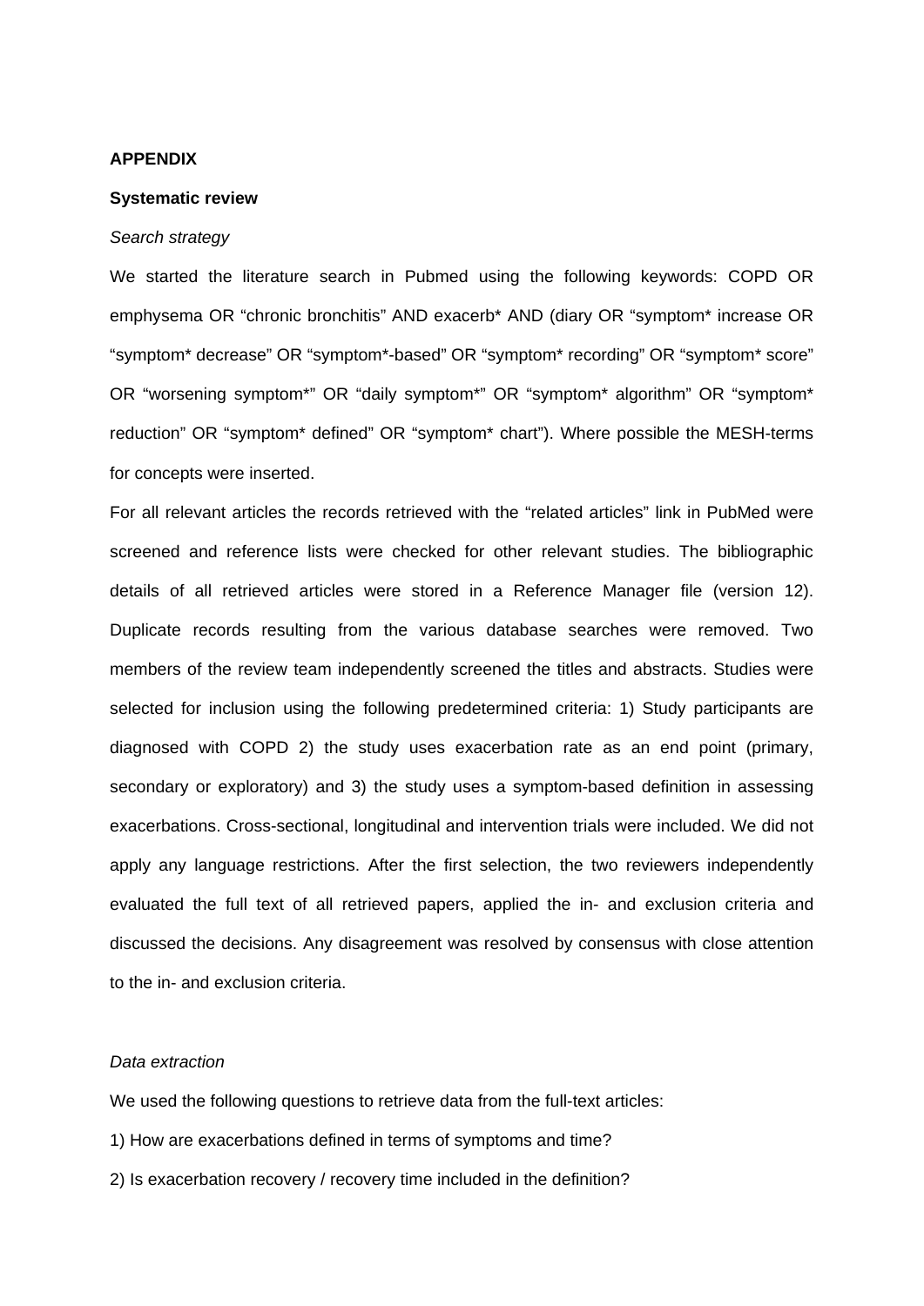**APPENDIX**

**Systematic review**

*Search strategy*

We started the literature search in Pubmed using the following keywords: COPD OR emphysema OR “chronic bronchitis” AND exacerb* AND (diary OR “symptom* increase OR “symptom* decrease” OR “symptom*-based” OR “symptom* recording” OR “symptom* score” OR “worsening symptom*” OR “daily symptom*” OR “symptom* algorithm” OR “symptom* reduction” OR “symptom* defined” OR “symptom* chart”). Where possible the MESH-terms for concepts were inserted.

For all relevant articles the records retrieved with the “related articles” link in PubMed were screened and reference lists were checked for other relevant studies. The bibliographic details of all retrieved articles were stored in a Reference Manager file (version 12). Duplicate records resulting from the various database searches were removed. Two members of the review team independently screened the titles and abstracts. Studies were selected for inclusion using the following predetermined criteria: 1) Study participants are diagnosed with COPD 2) the study uses exacerbation rate as an end point (primary, secondary or exploratory) and 3) the study uses a symptom-based definition in assessing exacerbations. Cross-sectional, longitudinal and intervention trials were included. We did not apply any language restrictions. After the first selection, the two reviewers independently evaluated the full text of all retrieved papers, applied the in- and exclusion criteria and discussed the decisions. Any disagreement was resolved by consensus with close attention to the in- and exclusion criteria.

*Data extraction*

We used the following questions to retrieve data from the full-text articles:

1) How are exacerbations defined in terms of symptoms and time?

2) Is exacerbation recovery / recovery time included in the definition?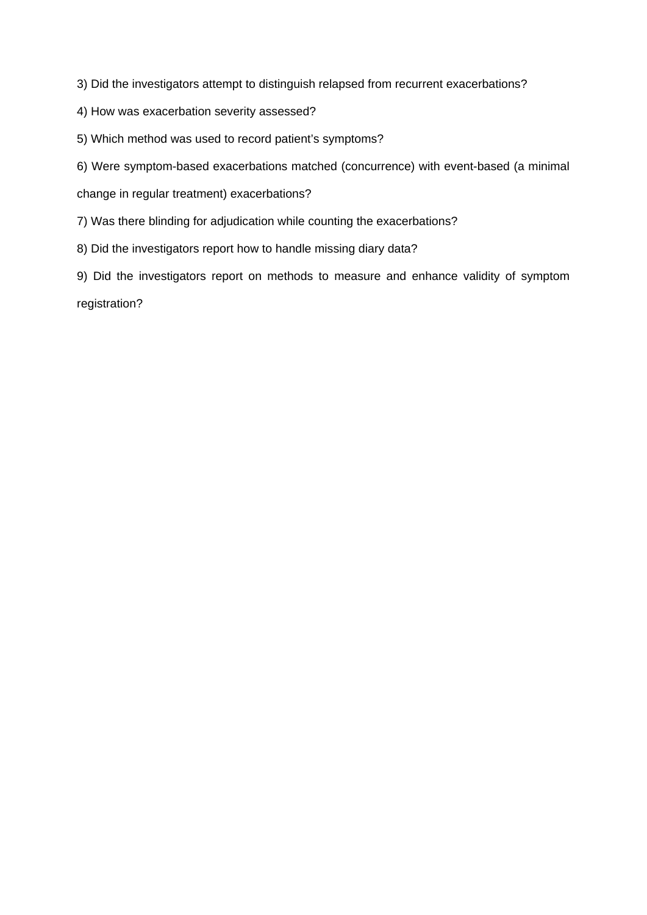3) Did the investigators attempt to distinguish relapsed from recurrent exacerbations?

4) How was exacerbation severity assessed?

5) Which method was used to record patient's symptoms?

6) Were symptom-based exacerbations matched (concurrence) with event-based (a minimal change in regular treatment) exacerbations?

7) Was there blinding for adjudication while counting the exacerbations?

8) Did the investigators report how to handle missing diary data?

9) Did the investigators report on methods to measure and enhance validity of symptom registration?